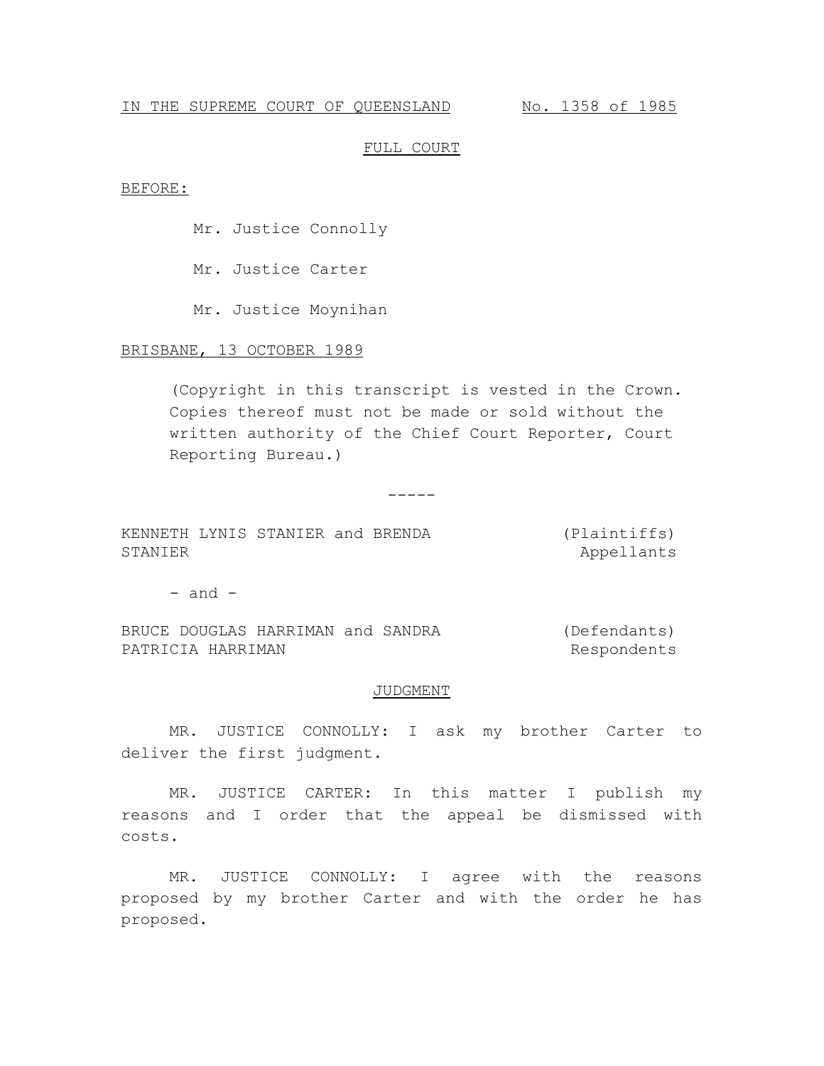IN THE SUPREME COURT OF QUEENSLAND No. 1358 of 1985

FULL COURT

BEFORE:

Mr. Justice Connolly

Mr. Justice Carter

Mr. Justice Moynihan

BRISBANE, 13 OCTOBER 1989

(Copyright in this transcript is vested in the Crown. Copies thereof must not be made or sold without the written authority of the Chief Court Reporter, Court Reporting Bureau.)

-----

KENNETH LYNIS STANIER and BRENDA STANIER (Plaintiffs) Appellants

- and -

BRUCE DOUGLAS HARRIMAN and SANDRA PATRICIA HARRIMAN (Defendants) Respondents

JUDGMENT

MR. JUSTICE CONNOLLY: I ask my brother Carter to deliver the first judgment.

MR. JUSTICE CARTER: In this matter I publish my reasons and I order that the appeal be dismissed with costs.

MR. JUSTICE CONNOLLY: I agree with the reasons proposed by my brother Carter and with the order he has proposed.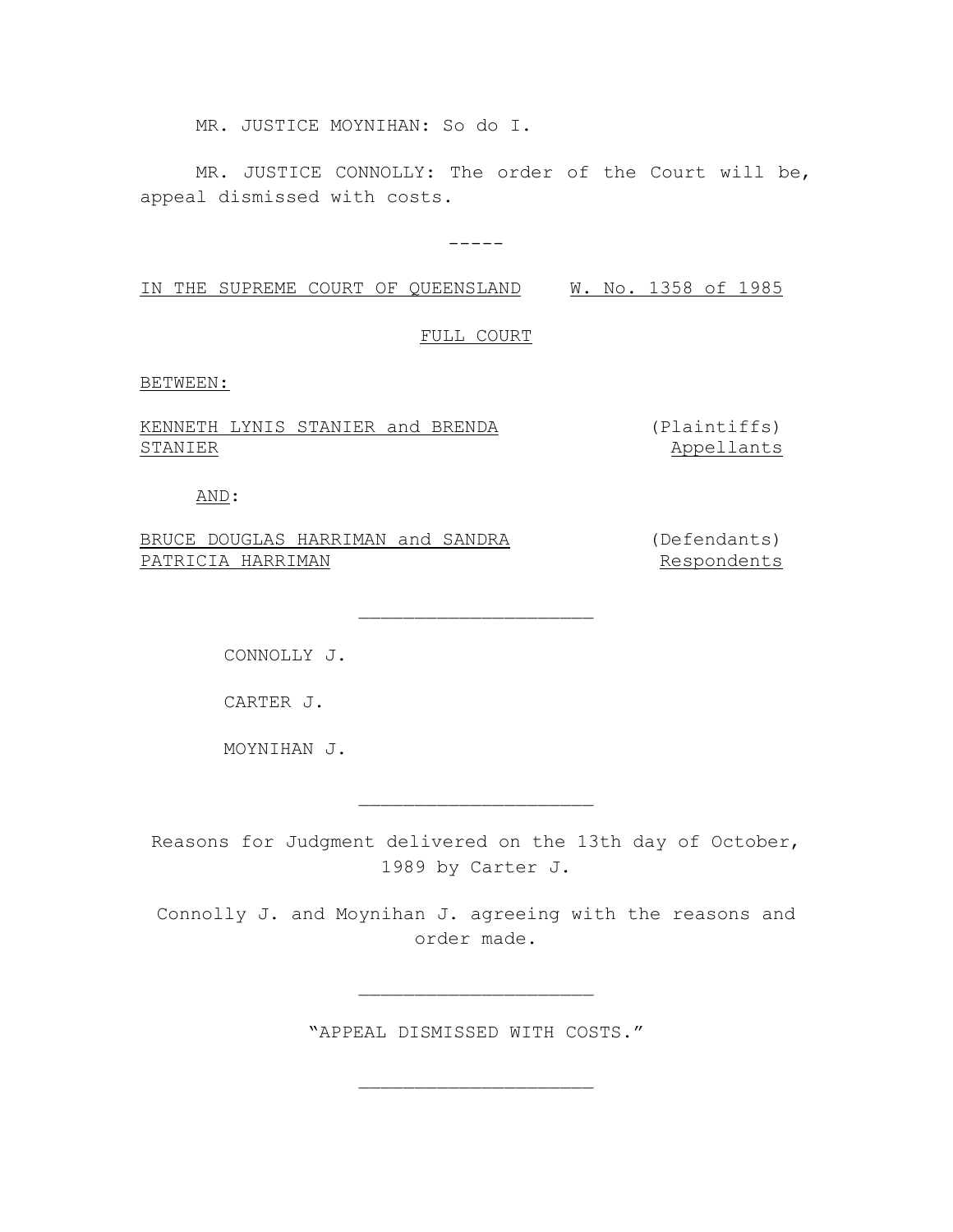MR. JUSTICE MOYNIHAN: So do I.

MR. JUSTICE CONNOLLY: The order of the Court will be, appeal dismissed with costs.

-----

IN THE SUPREME COURT OF QUEENSLAND W. No. 1358 of 1985

FULL COURT

BETWEEN:

KENNETH LYNIS STANIER and BRENDA STANIER (Plaintiffs) Appellants

AND:

BRUCE DOUGLAS HARRIMAN and SANDRA PATRICIA HARRIMAN (Defendants) Respondents

---

CONNOLLY J.

CARTER J.

MOYNIHAN J.

---

Reasons for Judgment delivered on the 13th day of October, 1989 by Carter J.

Connolly J. and Moynihan J. agreeing with the reasons and order made.

---

"APPEAL DISMISSED WITH COSTS."

---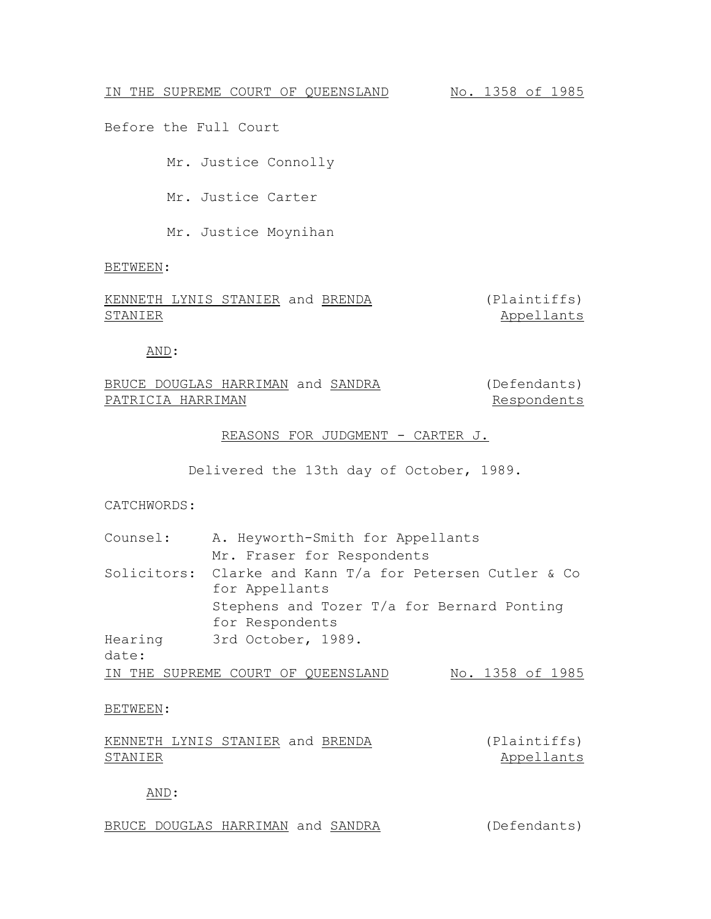IN THE SUPREME COURT OF QUEENSLAND No. 1358 of 1985

Before the Full Court

Mr. Justice Connolly

Mr. Justice Carter

Mr. Justice Moynihan

BETWEEN:

KENNETH LYNIS STANIER and BRENDA STANIER (Plaintiffs) Appellants

AND:

BRUCE DOUGLAS HARRIMAN and SANDRA PATRICIA HARRIMAN (Defendants) Respondents

REASONS FOR JUDGMENT - CARTER J.

Delivered the 13th day of October, 1989.

CATCHWORDS:

| | |
|---|---|
| Counsel: | A. Heyworth-Smith for Appellants |
| | Mr. Fraser for Respondents |
| Solicitors: | Clarke and Kann T/a for Petersen Cutler & Co for Appellants |
| | Stephens and Tozer T/a for Bernard Ponting for Respondents |
| Hearing date: | 3rd October, 1989. |

IN THE SUPREME COURT OF QUEENSLAND No. 1358 of 1985

BETWEEN:

KENNETH LYNIS STANIER and BRENDA STANIER (Plaintiffs) Appellants

AND:

BRUCE DOUGLAS HARRIMAN and SANDRA (Defendants)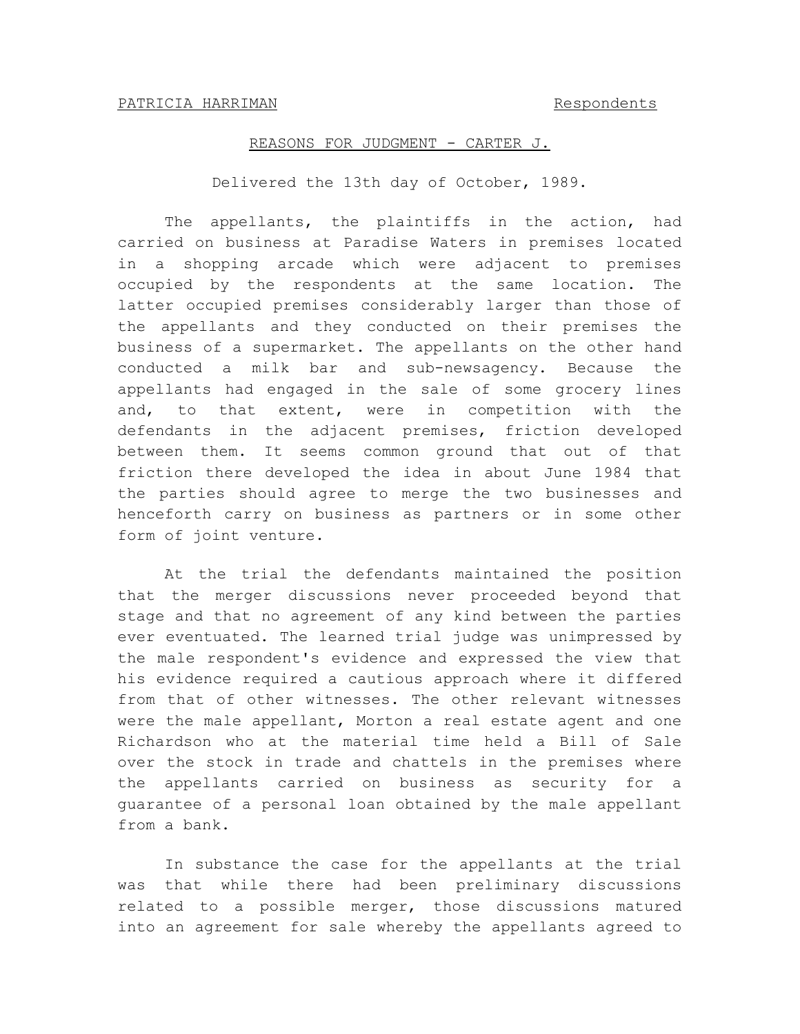PATRICIA HARRIMAN Respondents

REASONS FOR JUDGMENT - CARTER J.

Delivered the 13th day of October, 1989.

The appellants, the plaintiffs in the action, had carried on business at Paradise Waters in premises located in a shopping arcade which were adjacent to premises occupied by the respondents at the same location. The latter occupied premises considerably larger than those of the appellants and they conducted on their premises the business of a supermarket. The appellants on the other hand conducted a milk bar and sub-newsagency. Because the appellants had engaged in the sale of some grocery lines and, to that extent, were in competition with the defendants in the adjacent premises, friction developed between them. It seems common ground that out of that friction there developed the idea in about June 1984 that the parties should agree to merge the two businesses and henceforth carry on business as partners or in some other form of joint venture.

At the trial the defendants maintained the position that the merger discussions never proceeded beyond that stage and that no agreement of any kind between the parties ever eventuated. The learned trial judge was unimpressed by the male respondent's evidence and expressed the view that his evidence required a cautious approach where it differed from that of other witnesses. The other relevant witnesses were the male appellant, Morton a real estate agent and one Richardson who at the material time held a Bill of Sale over the stock in trade and chattels in the premises where the appellants carried on business as security for a guarantee of a personal loan obtained by the male appellant from a bank.

In substance the case for the appellants at the trial was that while there had been preliminary discussions related to a possible merger, those discussions matured into an agreement for sale whereby the appellants agreed to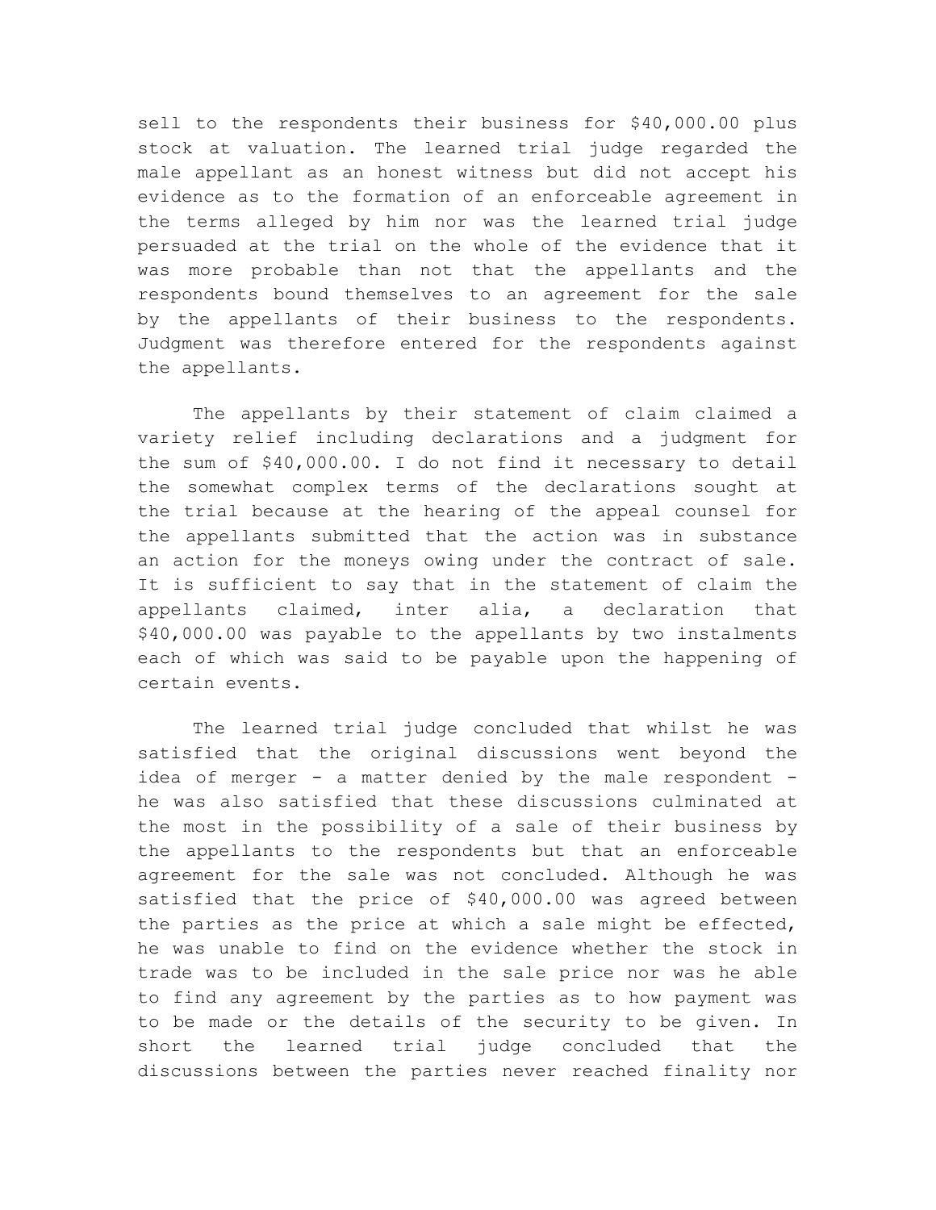sell to the respondents their business for $40,000.00 plus stock at valuation. The learned trial judge regarded the male appellant as an honest witness but did not accept his evidence as to the formation of an enforceable agreement in the terms alleged by him nor was the learned trial judge persuaded at the trial on the whole of the evidence that it was more probable than not that the appellants and the respondents bound themselves to an agreement for the sale by the appellants of their business to the respondents. Judgment was therefore entered for the respondents against the appellants.

The appellants by their statement of claim claimed a variety relief including declarations and a judgment for the sum of $40,000.00. I do not find it necessary to detail the somewhat complex terms of the declarations sought at the trial because at the hearing of the appeal counsel for the appellants submitted that the action was in substance an action for the moneys owing under the contract of sale. It is sufficient to say that in the statement of claim the appellants claimed, inter alia, a declaration that $40,000.00 was payable to the appellants by two instalments each of which was said to be payable upon the happening of certain events.

The learned trial judge concluded that whilst he was satisfied that the original discussions went beyond the idea of merger - a matter denied by the male respondent - he was also satisfied that these discussions culminated at the most in the possibility of a sale of their business by the appellants to the respondents but that an enforceable agreement for the sale was not concluded. Although he was satisfied that the price of $40,000.00 was agreed between the parties as the price at which a sale might be effected, he was unable to find on the evidence whether the stock in trade was to be included in the sale price nor was he able to find any agreement by the parties as to how payment was to be made or the details of the security to be given. In short the learned trial judge concluded that the discussions between the parties never reached finality nor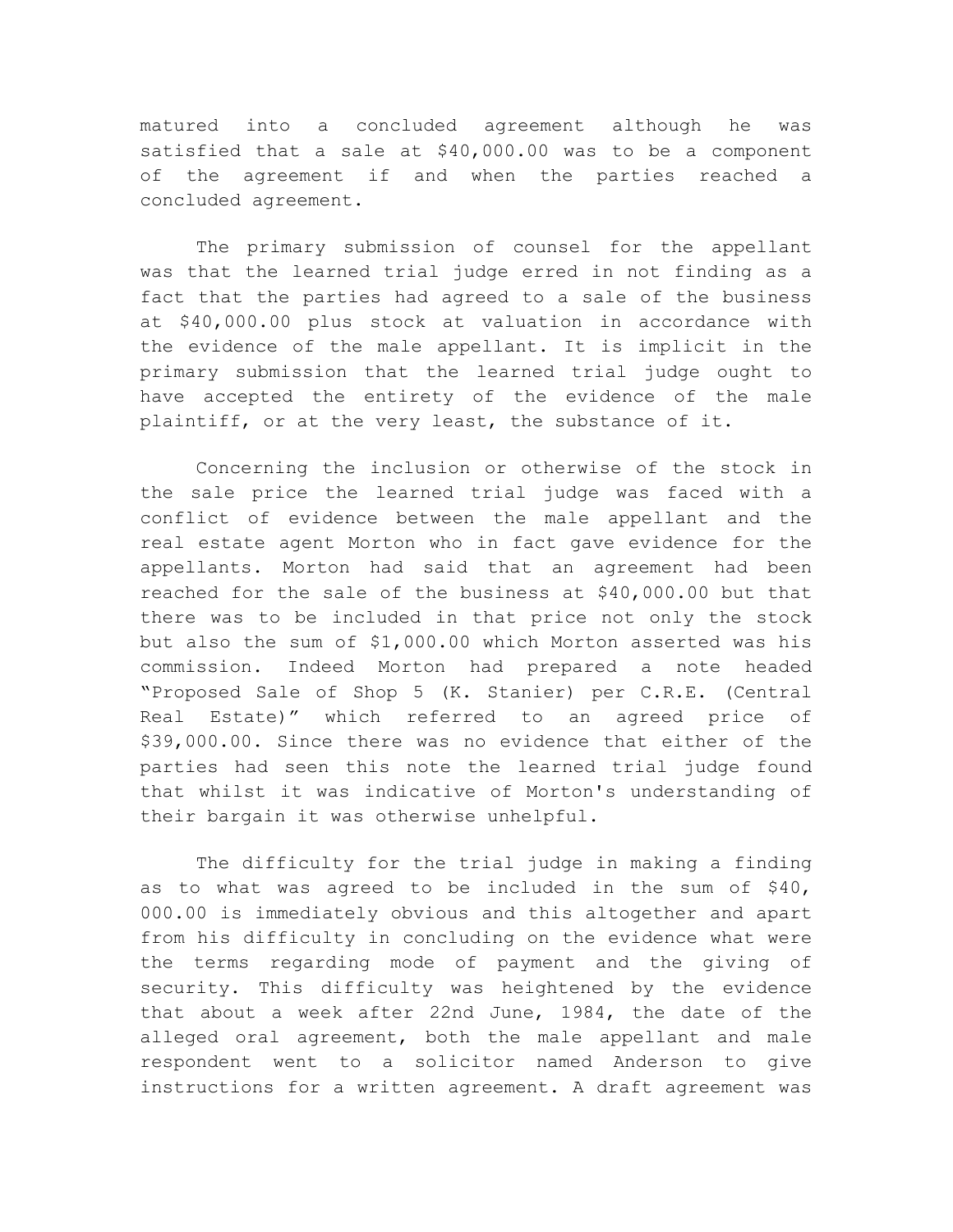matured into a concluded agreement although he was satisfied that a sale at $40,000.00 was to be a component of the agreement if and when the parties reached a concluded agreement.

The primary submission of counsel for the appellant was that the learned trial judge erred in not finding as a fact that the parties had agreed to a sale of the business at $40,000.00 plus stock at valuation in accordance with the evidence of the male appellant. It is implicit in the primary submission that the learned trial judge ought to have accepted the entirety of the evidence of the male plaintiff, or at the very least, the substance of it.

Concerning the inclusion or otherwise of the stock in the sale price the learned trial judge was faced with a conflict of evidence between the male appellant and the real estate agent Morton who in fact gave evidence for the appellants. Morton had said that an agreement had been reached for the sale of the business at $40,000.00 but that there was to be included in that price not only the stock but also the sum of $1,000.00 which Morton asserted was his commission. Indeed Morton had prepared a note headed "Proposed Sale of Shop 5 (K. Stanier) per C.R.E. (Central Real Estate)" which referred to an agreed price of $39,000.00. Since there was no evidence that either of the parties had seen this note the learned trial judge found that whilst it was indicative of Morton's understanding of their bargain it was otherwise unhelpful.

The difficulty for the trial judge in making a finding as to what was agreed to be included in the sum of $40, 000.00 is immediately obvious and this altogether and apart from his difficulty in concluding on the evidence what were the terms regarding mode of payment and the giving of security. This difficulty was heightened by the evidence that about a week after 22nd June, 1984, the date of the alleged oral agreement, both the male appellant and male respondent went to a solicitor named Anderson to give instructions for a written agreement. A draft agreement was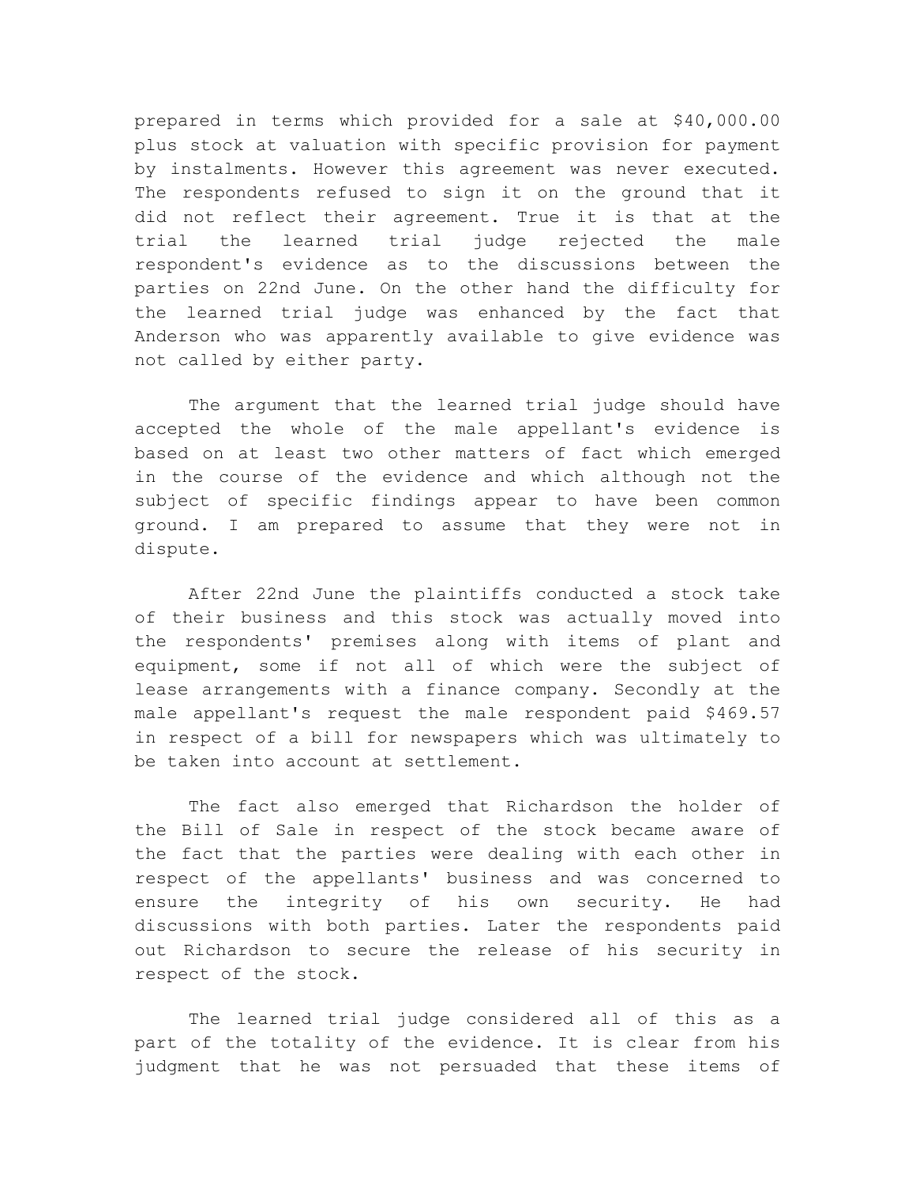prepared in terms which provided for a sale at $40,000.00 plus stock at valuation with specific provision for payment by instalments. However this agreement was never executed. The respondents refused to sign it on the ground that it did not reflect their agreement. True it is that at the trial the learned trial judge rejected the male respondent's evidence as to the discussions between the parties on 22nd June. On the other hand the difficulty for the learned trial judge was enhanced by the fact that Anderson who was apparently available to give evidence was not called by either party.

The argument that the learned trial judge should have accepted the whole of the male appellant's evidence is based on at least two other matters of fact which emerged in the course of the evidence and which although not the subject of specific findings appear to have been common ground. I am prepared to assume that they were not in dispute.

After 22nd June the plaintiffs conducted a stock take of their business and this stock was actually moved into the respondents' premises along with items of plant and equipment, some if not all of which were the subject of lease arrangements with a finance company. Secondly at the male appellant's request the male respondent paid $469.57 in respect of a bill for newspapers which was ultimately to be taken into account at settlement.

The fact also emerged that Richardson the holder of the Bill of Sale in respect of the stock became aware of the fact that the parties were dealing with each other in respect of the appellants' business and was concerned to ensure the integrity of his own security. He had discussions with both parties. Later the respondents paid out Richardson to secure the release of his security in respect of the stock.

The learned trial judge considered all of this as a part of the totality of the evidence. It is clear from his judgment that he was not persuaded that these items of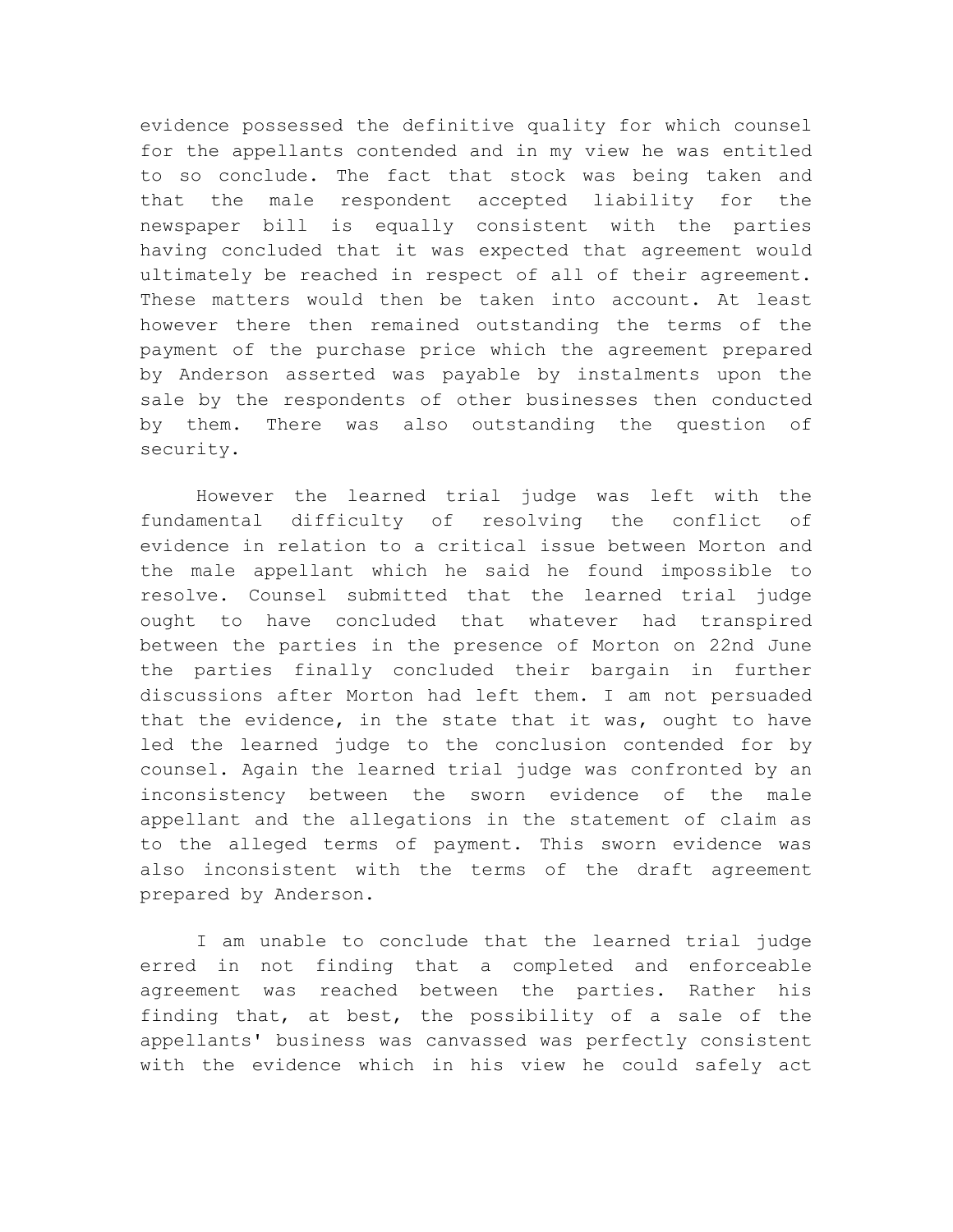evidence possessed the definitive quality for which counsel for the appellants contended and in my view he was entitled to so conclude. The fact that stock was being taken and that the male respondent accepted liability for the newspaper bill is equally consistent with the parties having concluded that it was expected that agreement would ultimately be reached in respect of all of their agreement. These matters would then be taken into account. At least however there then remained outstanding the terms of the payment of the purchase price which the agreement prepared by Anderson asserted was payable by instalments upon the sale by the respondents of other businesses then conducted by them. There was also outstanding the question of security.

However the learned trial judge was left with the fundamental difficulty of resolving the conflict of evidence in relation to a critical issue between Morton and the male appellant which he said he found impossible to resolve. Counsel submitted that the learned trial judge ought to have concluded that whatever had transpired between the parties in the presence of Morton on 22nd June the parties finally concluded their bargain in further discussions after Morton had left them. I am not persuaded that the evidence, in the state that it was, ought to have led the learned judge to the conclusion contended for by counsel. Again the learned trial judge was confronted by an inconsistency between the sworn evidence of the male appellant and the allegations in the statement of claim as to the alleged terms of payment. This sworn evidence was also inconsistent with the terms of the draft agreement prepared by Anderson.

I am unable to conclude that the learned trial judge erred in not finding that a completed and enforceable agreement was reached between the parties. Rather his finding that, at best, the possibility of a sale of the appellants' business was canvassed was perfectly consistent with the evidence which in his view he could safely act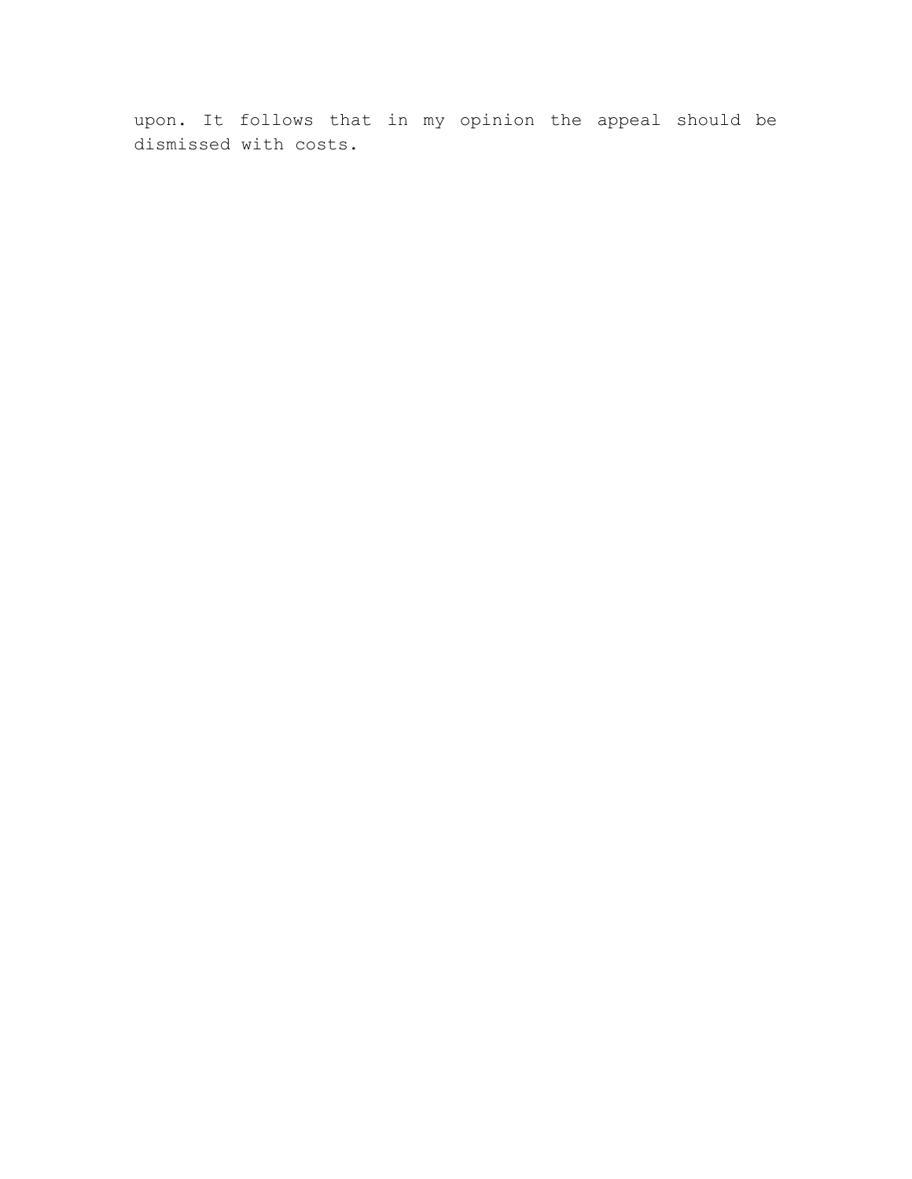upon. It follows that in my opinion the appeal should be dismissed with costs.